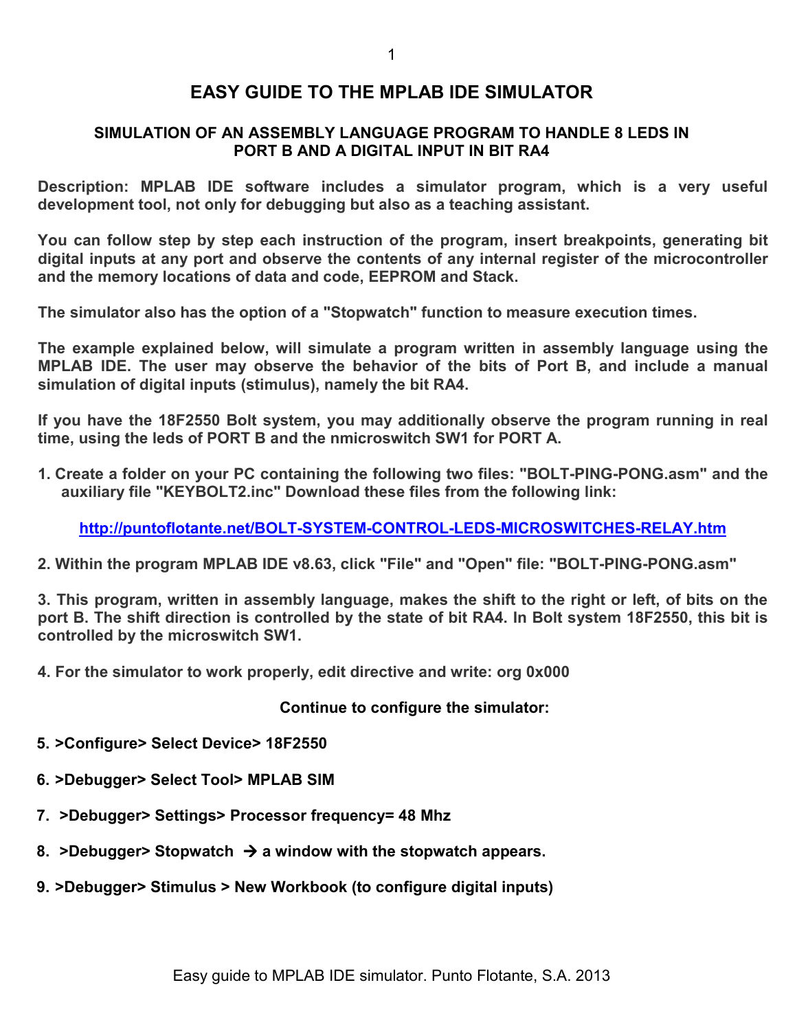# EASY GUIDE TO THE MPLAB IDE SIMULATOR

## SIMULATION OF AN ASSEMBLY LANGUAGE PROGRAM TO HANDLE 8 LEDS IN PORT B AND A DIGITAL INPUT IN BIT RA4

**Description: MPLAB IDE software includes a simulator program, which is a very useful development tool, not only for debugging but also as a teaching assistant.**

**You can follow step by step each instruction of the program, insert breakpoints, generating bit digital inputs at any port and observe the contents of any internal register of the microcontroller and the memory locations of data and code, EEPROM and Stack.**

**The simulator also has the option of a "Stopwatch" function to measure execution times.**

**The example explained below, will simulate a program written in assembly language using the MPLAB IDE. The user may observe the behavior of the bits of Port B, and include a manual simulation of digital inputs (stimulus), namely the bit RA4.**

**If you have the 18F2550 Bolt system, you may additionally observe the program running in real time, using the leds of PORT B and the nmicroswitch SW1 for PORT A.**

**1. Create a folder on your PC containing the following two files: "BOLT-PING-PONG.asm" and the auxiliary file "KEYBOLT2.inc" Download these files from the following link:**

[http://puntoflotante.net/BOLT-SYSTEM-CONTROL-LEDS-MICROSWITCHES-RELAY.htm](http://puntoflotante.net/BOLT-SYSTEM-CONTROL-LEDS-MICROSWITCHES-RELAY.htm)

**2. Within the program MPLAB IDE v8.63, click "File" and "Open" file: "BOLT-PING-PONG.asm"**

**3. This program, written in assembly language, makes the shift to the right or left, of bits on the port B. The shift direction is controlled by the state of bit RA4. In Bolt system 18F2550, this bit is controlled by the microswitch SW1.**

**4. For the simulator to work properly, edit directive and write: org 0x000**

**Continue to configure the simulator:**

**5. >Configure> Select Device> 18F2550**

**6. >Debugger> Select Tool> MPLAB SIM**

**7. >Debugger> Settings> Processor frequency= 48 Mhz**

**8. >Debugger> Stopwatch → a window with the stopwatch appears.**

**9. >Debugger> Stimulus > New Workbook (to configure digital inputs)**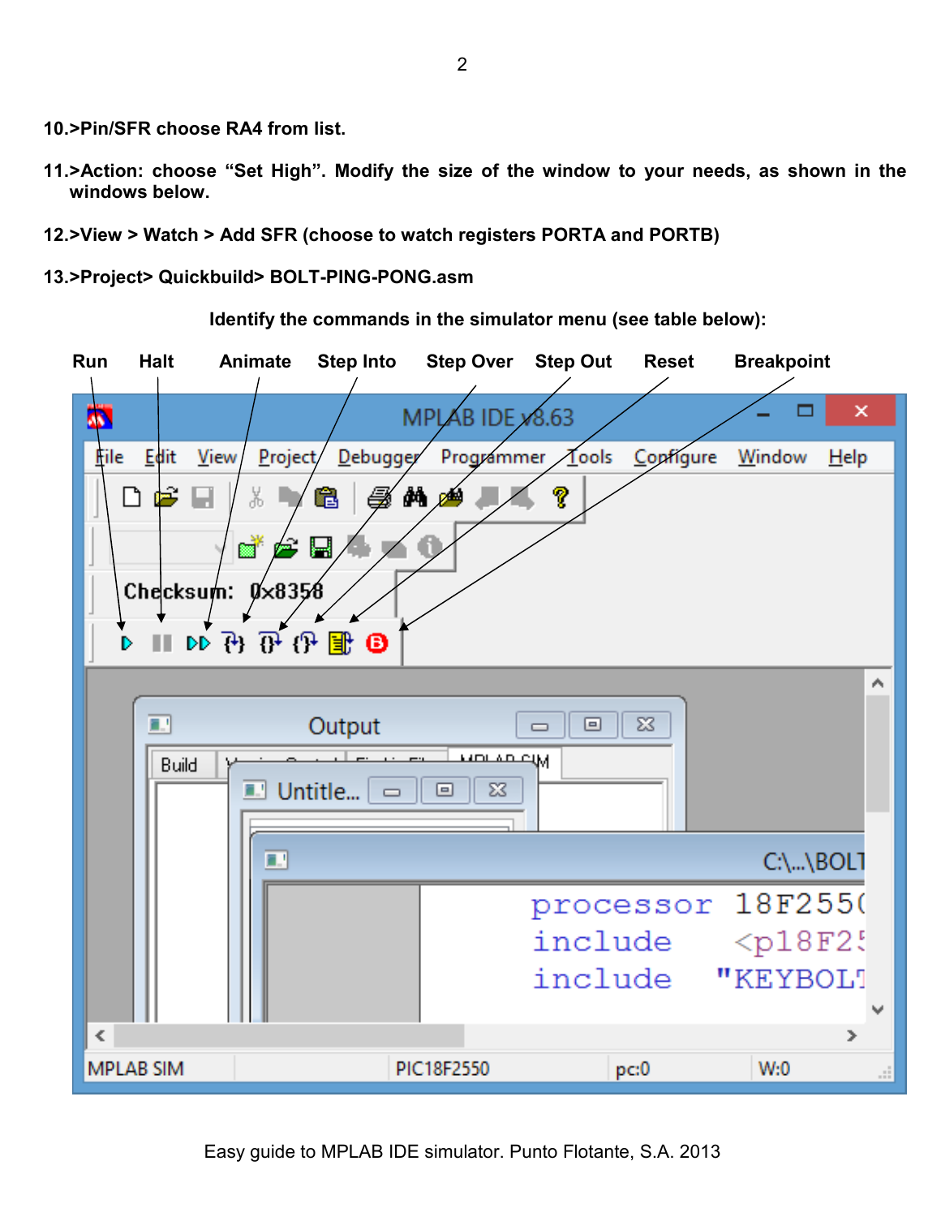10.>Pin/SFR choose RA4 from list.

11.>Action: choose "Set High". Modify the size of the window to your needs, as shown in the windows below.

12.>View > Watch > Add SFR (choose to watch registers PORTA and PORTB)

13.>Project> Quickbuild> BOLT-PING-PONG.asm

Identify the commands in the simulator menu (see table below):

Run Halt Animate Step Into Step Over Step Out Reset Breakpoint

Easy guide to MPLAB IDE simulator. Punto Flotante, S.A. 2013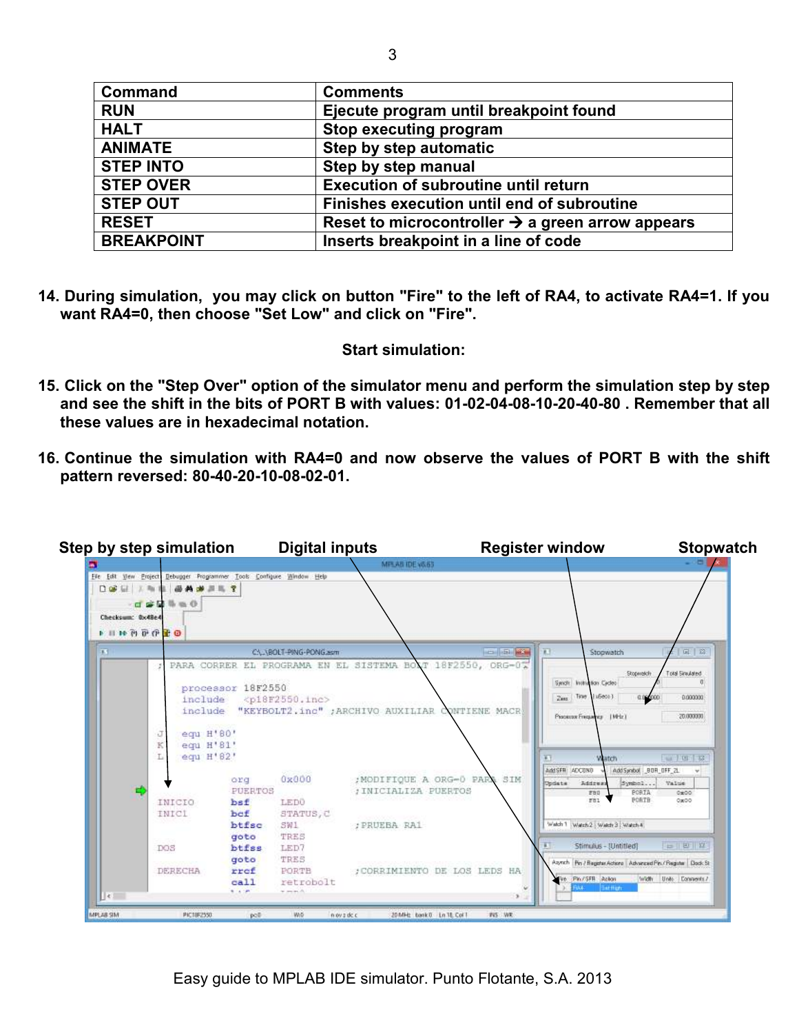| Command | Comments |
| --- | --- |
| RUN | Ejecute program until breakpoint found |
| HALT | Stop executing program |
| ANIMATE | Step by step automatic |
| STEP INTO | Step by step manual |
| STEP OVER | Execution of subroutine until return |
| STEP OUT | Finishes execution until end of subroutine |
| RESET | Reset to microcontroller → a green arrow appears |
| BREAKPOINT | Inserts breakpoint in a line of code |

**14. During simulation, you may click on button "Fire" to the left of RA4, to activate RA4=1. If you want RA4=0, then choose "Set Low" and click on "Fire".**

**Start simulation:**

**15. Click on the "Step Over" option of the simulator menu and perform the simulation step by step and see the shift in the bits of PORT B with values: 01-02-04-08-10-20-40-80 . Remember that all these values are in hexadecimal notation.**

**16. Continue the simulation with RA4=0 and now observe the values of PORT B with the shift pattern reversed: 80-40-20-10-08-02-01.**

**Step by step simulation** **Digital inputs** **Register window** **Stopwatch**

Easy guide to MPLAB IDE simulator. Punto Flotante, S.A. 2013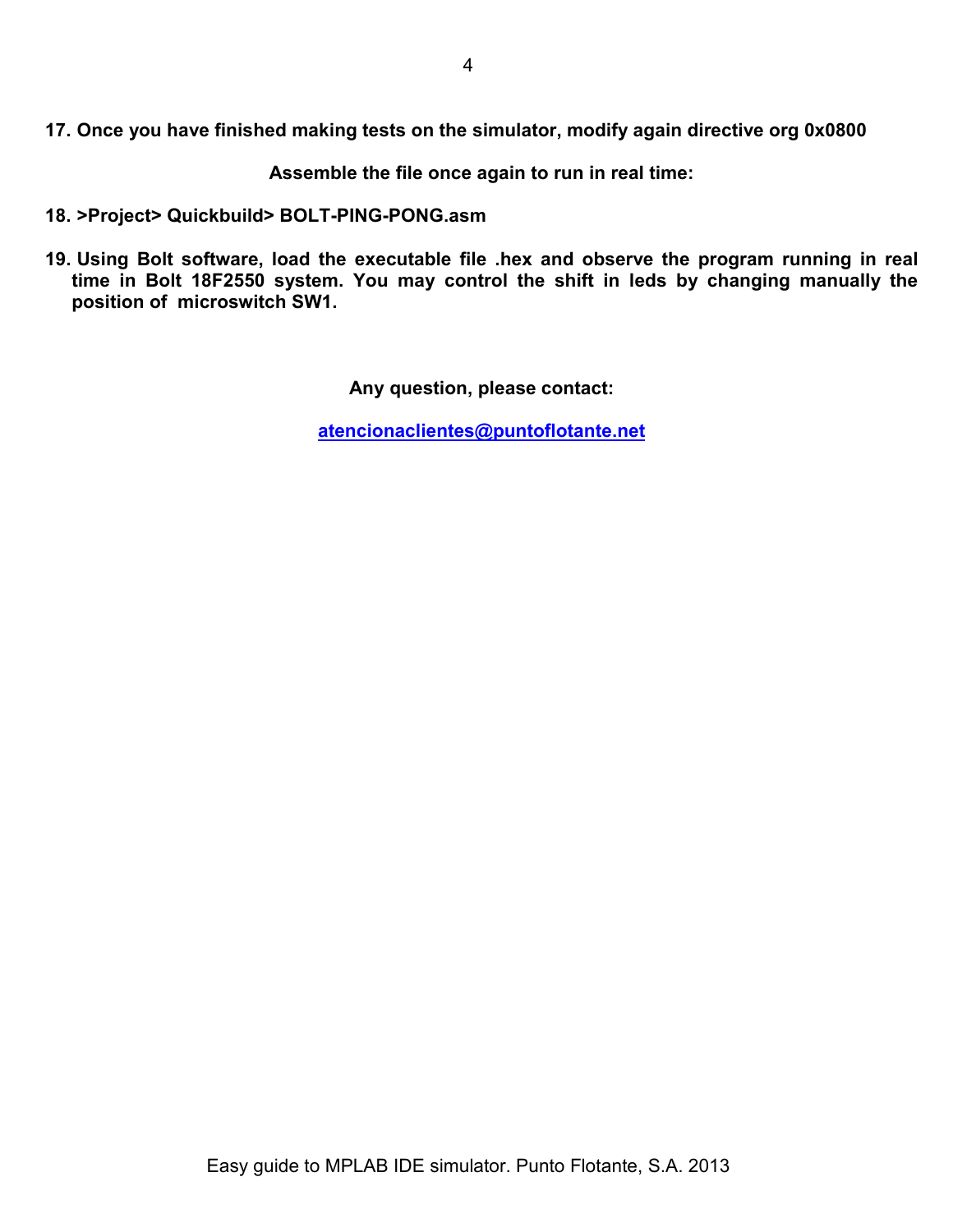**17. Once you have finished making tests on the simulator, modify again directive org 0x0800**

**Assemble the file once again to run in real time:**

**18. >Project> Quickbuild> BOLT-PING-PONG.asm**

**19. Using Bolt software, load the executable file .hex and observe the program running in real time in Bolt 18F2550 system. You may control the shift in leds by changing manually the position of microswitch SW1.**

**Any question, please contact:**

**atencionaclientes@puntoflotante.net**